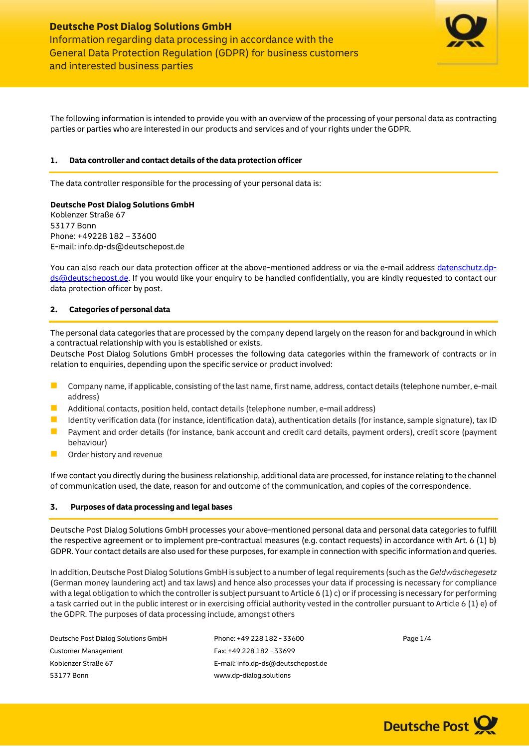**Deutsche Post Dialog Solutions GmbH**
Information regarding data processing in accordance with the General Data Protection Regulation (GDPR) for business customers and interested business parties

The following information is intended to provide you with an overview of the processing of your personal data as contracting parties or parties who are interested in our products and services and of your rights under the GDPR.

## 1. Data controller and contact details of the data protection officer

The data controller responsible for the processing of your personal data is:

**Deutsche Post Dialog Solutions GmbH**
Koblenzer Straße 67
53177 Bonn
Phone: +49228 182 – 33600
E-mail: info.dp-ds@deutschepost.de

You can also reach our data protection officer at the above-mentioned address or via the e-mail address datenschutz.dp-ds@deutschepost.de. If you would like your enquiry to be handled confidentially, you are kindly requested to contact our data protection officer by post.

## 2. Categories of personal data

The personal data categories that are processed by the company depend largely on the reason for and background in which a contractual relationship with you is established or exists.
Deutsche Post Dialog Solutions GmbH processes the following data categories within the framework of contracts or in relation to enquiries, depending upon the specific service or product involved:

- Company name, if applicable, consisting of the last name, first name, address, contact details (telephone number, e-mail address)
- Additional contacts, position held, contact details (telephone number, e-mail address)
- Identity verification data (for instance, identification data), authentication details (for instance, sample signature), tax ID
- Payment and order details (for instance, bank account and credit card details, payment orders), credit score (payment behaviour)
- Order history and revenue

If we contact you directly during the business relationship, additional data are processed, for instance relating to the channel of communication used, the date, reason for and outcome of the communication, and copies of the correspondence.

## 3. Purposes of data processing and legal bases

Deutsche Post Dialog Solutions GmbH processes your above-mentioned personal data and personal data categories to fulfill the respective agreement or to implement pre-contractual measures (e.g. contact requests) in accordance with Art. 6 (1) b) GDPR. Your contact details are also used for these purposes, for example in connection with specific information and queries.

In addition, Deutsche Post Dialog Solutions GmbH is subject to a number of legal requirements (such as the *Geldwäschegesetz* (German money laundering act) and tax laws) and hence also processes your data if processing is necessary for compliance with a legal obligation to which the controller is subject pursuant to Article 6 (1) c) or if processing is necessary for performing a task carried out in the public interest or in exercising official authority vested in the controller pursuant to Article 6 (1) e) of the GDPR. The purposes of data processing include, amongst others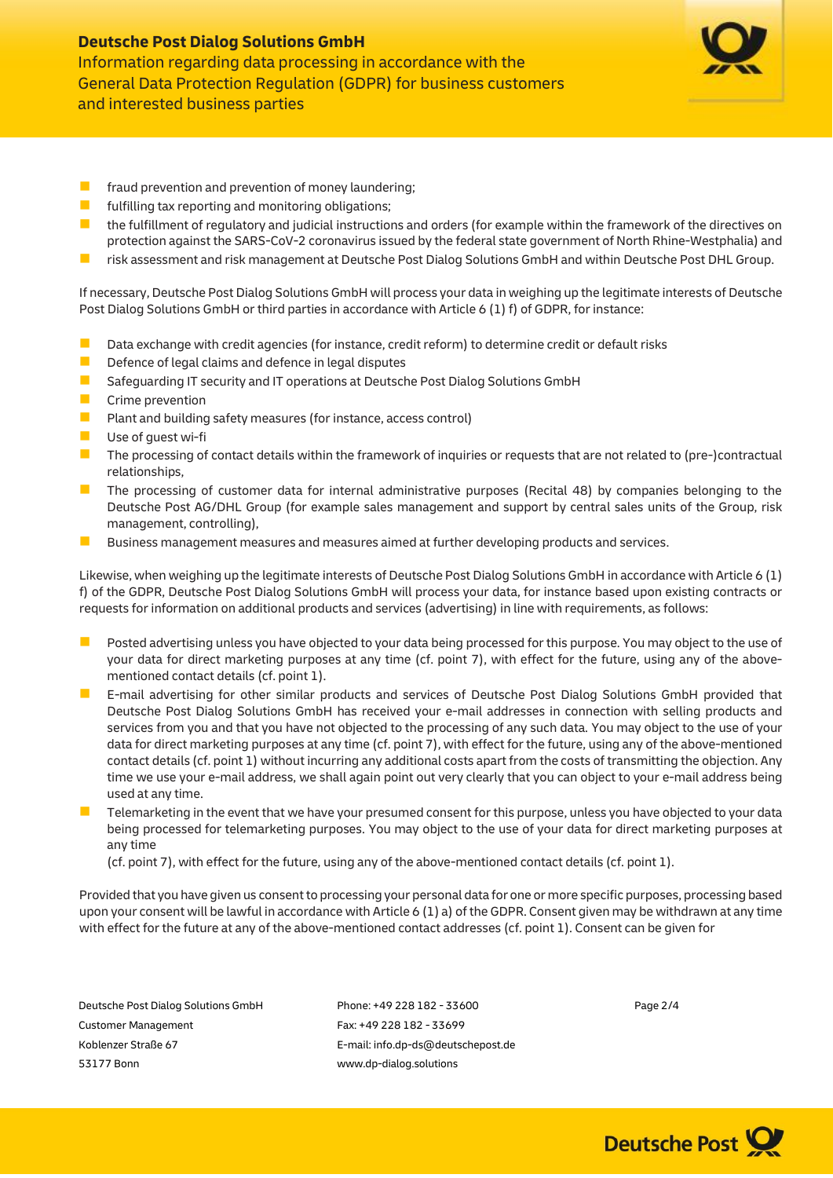- fraud prevention and prevention of money laundering;
- fulfilling tax reporting and monitoring obligations;
- the fulfillment of regulatory and judicial instructions and orders (for example within the framework of the directives on protection against the SARS-CoV-2 coronavirus issued by the federal state government of North Rhine-Westphalia) and
- risk assessment and risk management at Deutsche Post Dialog Solutions GmbH and within Deutsche Post DHL Group.

If necessary, Deutsche Post Dialog Solutions GmbH will process your data in weighing up the legitimate interests of Deutsche Post Dialog Solutions GmbH or third parties in accordance with Article 6 (1) f) of GDPR, for instance:

- Data exchange with credit agencies (for instance, credit reform) to determine credit or default risks
- Defence of legal claims and defence in legal disputes
- Safeguarding IT security and IT operations at Deutsche Post Dialog Solutions GmbH
- Crime prevention
- Plant and building safety measures (for instance, access control)
- Use of guest wi-fi
- The processing of contact details within the framework of inquiries or requests that are not related to (pre-)contractual relationships,
- The processing of customer data for internal administrative purposes (Recital 48) by companies belonging to the Deutsche Post AG/DHL Group (for example sales management and support by central sales units of the Group, risk management, controlling),
- Business management measures and measures aimed at further developing products and services.

Likewise, when weighing up the legitimate interests of Deutsche Post Dialog Solutions GmbH in accordance with Article 6 (1) f) of the GDPR, Deutsche Post Dialog Solutions GmbH will process your data, for instance based upon existing contracts or requests for information on additional products and services (advertising) in line with requirements, as follows:

- Posted advertising unless you have objected to your data being processed for this purpose. You may object to the use of your data for direct marketing purposes at any time (cf. point 7), with effect for the future, using any of the above-mentioned contact details (cf. point 1).
- E-mail advertising for other similar products and services of Deutsche Post Dialog Solutions GmbH provided that Deutsche Post Dialog Solutions GmbH has received your e-mail addresses in connection with selling products and services from you and that you have not objected to the processing of any such data. You may object to the use of your data for direct marketing purposes at any time (cf. point 7), with effect for the future, using any of the above-mentioned contact details (cf. point 1) without incurring any additional costs apart from the costs of transmitting the objection. Any time we use your e-mail address, we shall again point out very clearly that you can object to your e-mail address being used at any time.
- Telemarketing in the event that we have your presumed consent for this purpose, unless you have objected to your data being processed for telemarketing purposes. You may object to the use of your data for direct marketing purposes at any time
  (cf. point 7), with effect for the future, using any of the above-mentioned contact details (cf. point 1).

Provided that you have given us consent to processing your personal data for one or more specific purposes, processing based upon your consent will be lawful in accordance with Article 6 (1) a) of the GDPR. Consent given may be withdrawn at any time with effect for the future at any of the above-mentioned contact addresses (cf. point 1). Consent can be given for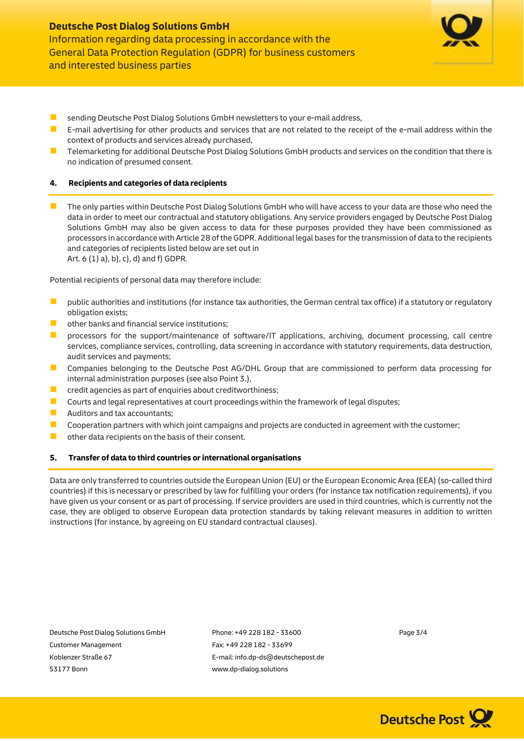- sending Deutsche Post Dialog Solutions GmbH newsletters to your e-mail address,
- E-mail advertising for other products and services that are not related to the receipt of the e-mail address within the context of products and services already purchased,
- Telemarketing for additional Deutsche Post Dialog Solutions GmbH products and services on the condition that there is no indication of presumed consent.

## 4. Recipients and categories of data recipients

- The only parties within Deutsche Post Dialog Solutions GmbH who will have access to your data are those who need the data in order to meet our contractual and statutory obligations. Any service providers engaged by Deutsche Post Dialog Solutions GmbH may also be given access to data for these purposes provided they have been commissioned as processors in accordance with Article 28 of the GDPR. Additional legal bases for the transmission of data to the recipients and categories of recipients listed below are set out in Art. 6 (1) a), b), c), d) and f) GDPR.

Potential recipients of personal data may therefore include:

- public authorities and institutions (for instance tax authorities, the German central tax office) if a statutory or regulatory obligation exists;
- other banks and financial service institutions;
- processors for the support/maintenance of software/IT applications, archiving, document processing, call centre services, compliance services, controlling, data screening in accordance with statutory requirements, data destruction, audit services and payments;
- Companies belonging to the Deutsche Post AG/DHL Group that are commissioned to perform data processing for internal administration purposes (see also Point 3.),
- credit agencies as part of enquiries about creditworthiness;
- Courts and legal representatives at court proceedings within the framework of legal disputes;
- Auditors and tax accountants;
- Cooperation partners with which joint campaigns and projects are conducted in agreement with the customer;
- other data recipients on the basis of their consent.

## 5. Transfer of data to third countries or international organisations

Data are only transferred to countries outside the European Union (EU) or the European Economic Area (EEA) (so-called third countries) if this is necessary or prescribed by law for fulfilling your orders (for instance tax notification requirements), if you have given us your consent or as part of processing. If service providers are used in third countries, which is currently not the case, they are obliged to observe European data protection standards by taking relevant measures in addition to written instructions (for instance, by agreeing on EU standard contractual clauses).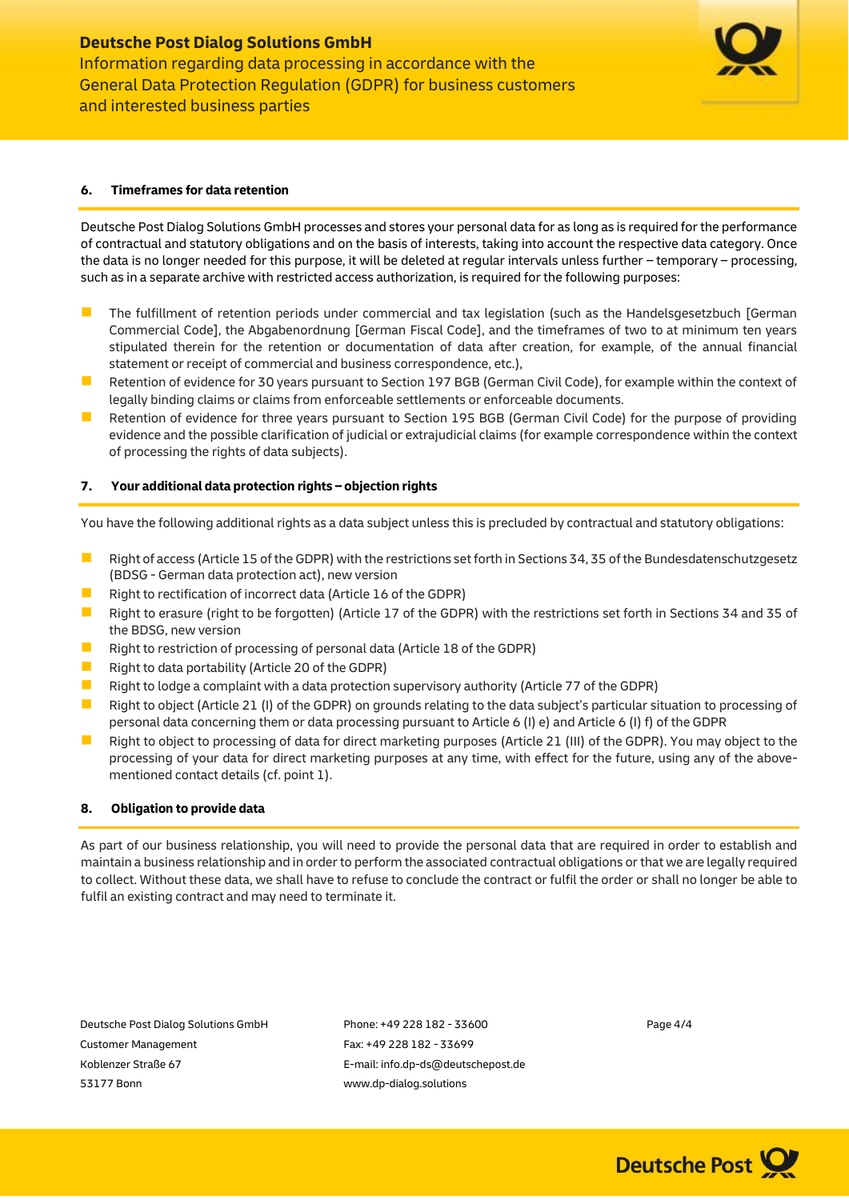### 6. Timeframes for data retention

Deutsche Post Dialog Solutions GmbH processes and stores your personal data for as long as is required for the performance of contractual and statutory obligations and on the basis of interests, taking into account the respective data category. Once the data is no longer needed for this purpose, it will be deleted at regular intervals unless further – temporary – processing, such as in a separate archive with restricted access authorization, is required for the following purposes:

- The fulfillment of retention periods under commercial and tax legislation (such as the Handelsgesetzbuch [German Commercial Code], the Abgabenordnung [German Fiscal Code], and the timeframes of two to at minimum ten years stipulated therein for the retention or documentation of data after creation, for example, of the annual financial statement or receipt of commercial and business correspondence, etc.),
- Retention of evidence for 30 years pursuant to Section 197 BGB (German Civil Code), for example within the context of legally binding claims or claims from enforceable settlements or enforceable documents.
- Retention of evidence for three years pursuant to Section 195 BGB (German Civil Code) for the purpose of providing evidence and the possible clarification of judicial or extrajudicial claims (for example correspondence within the context of processing the rights of data subjects).

### 7. Your additional data protection rights – objection rights

You have the following additional rights as a data subject unless this is precluded by contractual and statutory obligations:

- Right of access (Article 15 of the GDPR) with the restrictions set forth in Sections 34, 35 of the Bundesdatenschutzgesetz (BDSG - German data protection act), new version
- Right to rectification of incorrect data (Article 16 of the GDPR)
- Right to erasure (right to be forgotten) (Article 17 of the GDPR) with the restrictions set forth in Sections 34 and 35 of the BDSG, new version
- Right to restriction of processing of personal data (Article 18 of the GDPR)
- Right to data portability (Article 20 of the GDPR)
- Right to lodge a complaint with a data protection supervisory authority (Article 77 of the GDPR)
- Right to object (Article 21 (I) of the GDPR) on grounds relating to the data subject's particular situation to processing of personal data concerning them or data processing pursuant to Article 6 (I) e) and Article 6 (I) f) of the GDPR
- Right to object to processing of data for direct marketing purposes (Article 21 (III) of the GDPR). You may object to the processing of your data for direct marketing purposes at any time, with effect for the future, using any of the above-mentioned contact details (cf. point 1).

### 8. Obligation to provide data

As part of our business relationship, you will need to provide the personal data that are required in order to establish and maintain a business relationship and in order to perform the associated contractual obligations or that we are legally required to collect. Without these data, we shall have to refuse to conclude the contract or fulfil the order or shall no longer be able to fulfil an existing contract and may need to terminate it.

Deutsche Post Dialog Solutions GmbH
Customer Management
Koblenzer Straße 67
53177 Bonn

Phone: +49 228 182 - 33600
Fax: +49 228 182 - 33699
E-mail: info.dp-ds@deutschepost.de
www.dp-dialog.solutions